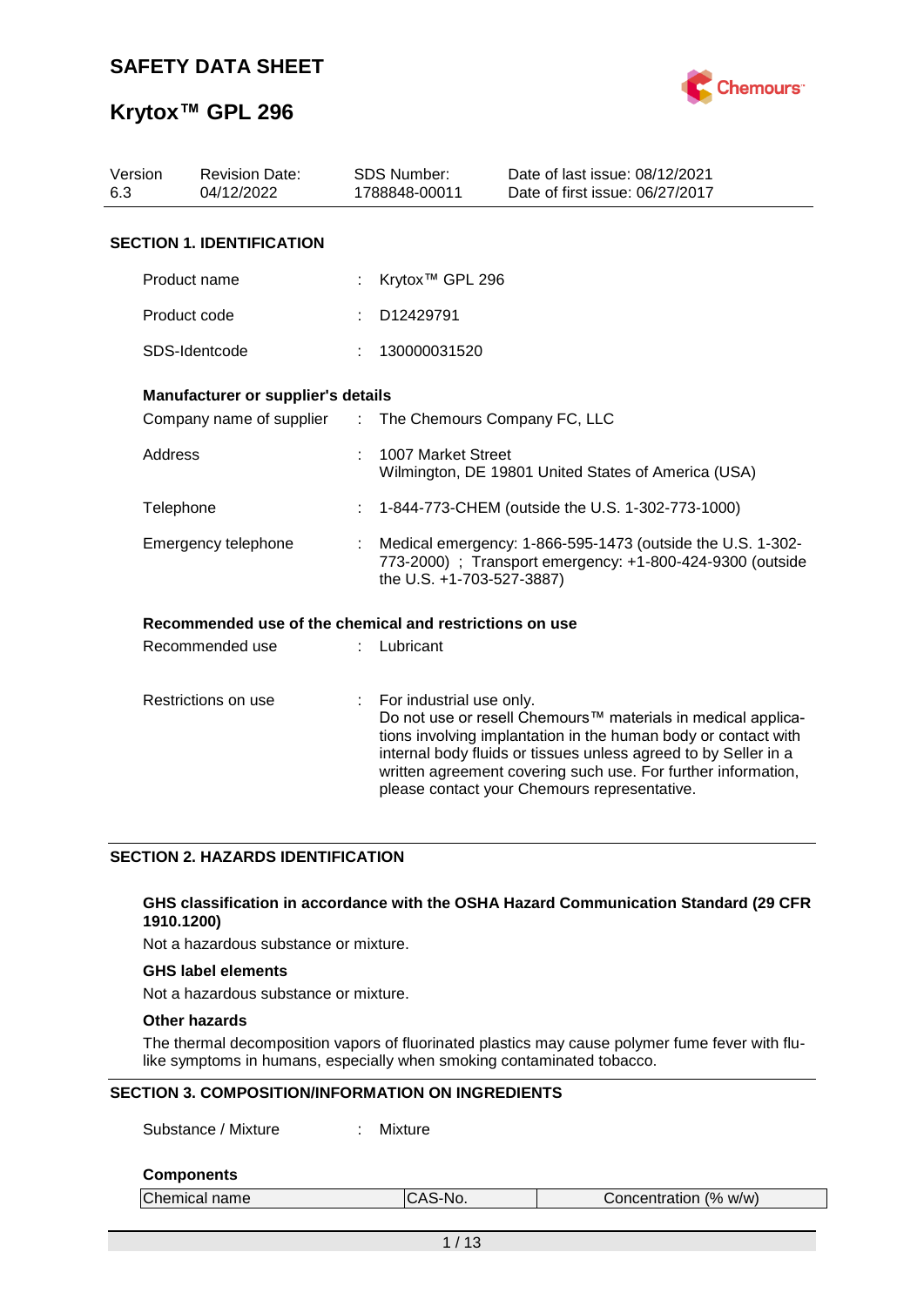# SAFETY DATA SHEET

# Krytox™ GPL 296

| Version | Revision Date: | SDS Number: | Date of last issue: 08/12/2021 |
|---|---|---|---|
| 6.3 | 04/12/2022 | 1788848-00011 | Date of first issue: 06/27/2017 |

## SECTION 1. IDENTIFICATION

Product name : Krytox™ GPL 296

Product code : D12429791

SDS-Identcode : 130000031520

**Manufacturer or supplier's details**

Company name of supplier : The Chemours Company FC, LLC

Address : 1007 Market Street
Wilmington, DE 19801 United States of America (USA)

Telephone : 1-844-773-CHEM (outside the U.S. 1-302-773-1000)

Emergency telephone : Medical emergency: 1-866-595-1473 (outside the U.S. 1-302-773-2000) ; Transport emergency: +1-800-424-9300 (outside the U.S. +1-703-527-3887)

**Recommended use of the chemical and restrictions on use**

Recommended use : Lubricant

Restrictions on use : For industrial use only.
Do not use or resell Chemours™ materials in medical applications involving implantation in the human body or contact with internal body fluids or tissues unless agreed to by Seller in a written agreement covering such use. For further information, please contact your Chemours representative.

## SECTION 2. HAZARDS IDENTIFICATION

**GHS classification in accordance with the OSHA Hazard Communication Standard (29 CFR 1910.1200)**

Not a hazardous substance or mixture.

**GHS label elements**

Not a hazardous substance or mixture.

**Other hazards**

The thermal decomposition vapors of fluorinated plastics may cause polymer fume fever with flu-like symptoms in humans, especially when smoking contaminated tobacco.

## SECTION 3. COMPOSITION/INFORMATION ON INGREDIENTS

Substance / Mixture : Mixture

**Components**

| Chemical name | CAS-No. | Concentration (% w/w) |
|---|---|---|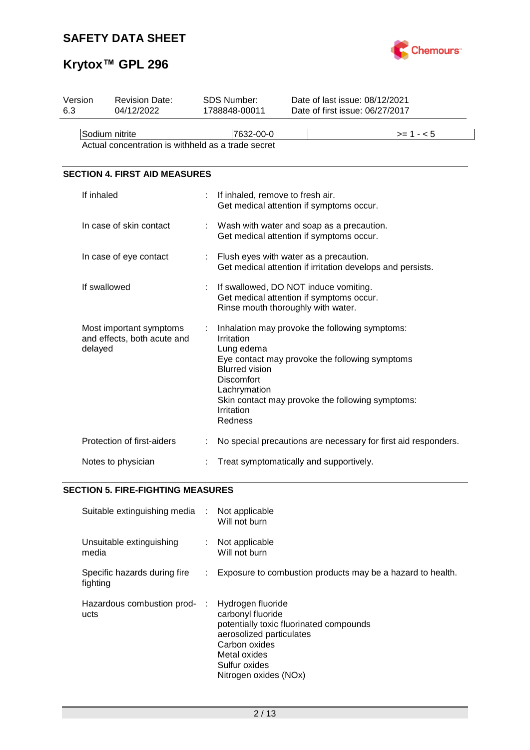| Sodium nitrite | 7632-00-0 | | >= 1 - < 5 |
|---|---|---|---|

Actual concentration is withheld as a trade secret

## SECTION 4. FIRST AID MEASURES

| | | |
|---|---|---|
| If inhaled | : | If inhaled, remove to fresh air.<br>Get medical attention if symptoms occur. |
| In case of skin contact | : | Wash with water and soap as a precaution.<br>Get medical attention if symptoms occur. |
| In case of eye contact | : | Flush eyes with water as a precaution.<br>Get medical attention if irritation develops and persists. |
| If swallowed | : | If swallowed, DO NOT induce vomiting.<br>Get medical attention if symptoms occur.<br>Rinse mouth thoroughly with water. |
| Most important symptoms and effects, both acute and delayed | : | Inhalation may provoke the following symptoms:<br>Irritation<br>Lung edema<br>Eye contact may provoke the following symptoms<br>Blurred vision<br>Discomfort<br>Lachrymation<br>Skin contact may provoke the following symptoms:<br>Irritation<br>Redness |
| Protection of first-aiders | : | No special precautions are necessary for first aid responders. |
| Notes to physician | : | Treat symptomatically and supportively. |

## SECTION 5. FIRE-FIGHTING MEASURES

| | | |
|---|---|---|
| Suitable extinguishing media | : | Not applicable<br>Will not burn |
| Unsuitable extinguishing media | : | Not applicable<br>Will not burn |
| Specific hazards during fire fighting | : | Exposure to combustion products may be a hazard to health. |
| Hazardous combustion products | : | Hydrogen fluoride<br>carbonyl fluoride<br>potentially toxic fluorinated compounds<br>aerosolized particulates<br>Carbon oxides<br>Metal oxides<br>Sulfur oxides<br>Nitrogen oxides (NOx) |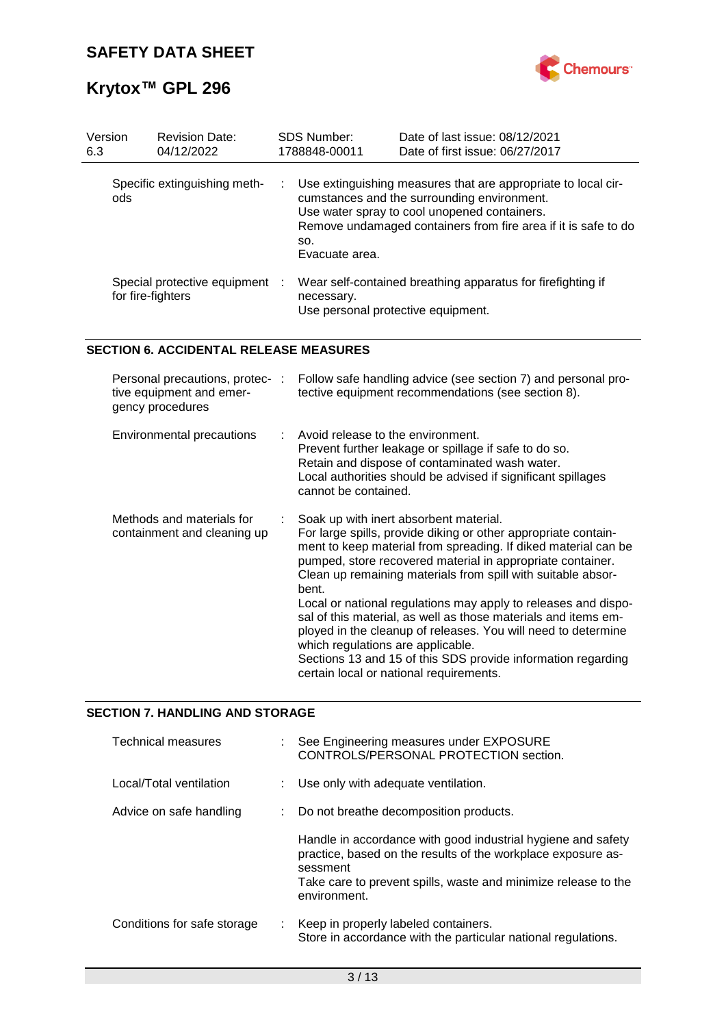| Version | Revision Date: | SDS Number: | Date of last issue: 08/12/2021 |
|---|---|---|---|
| 6.3 | 04/12/2022 | 1788848-00011 | Date of first issue: 06/27/2017 |

| | | |
|---|---|---|
| Specific extinguishing methods | : | Use extinguishing measures that are appropriate to local circumstances and the surrounding environment.<br>Use water spray to cool unopened containers.<br>Remove undamaged containers from fire area if it is safe to do so.<br>Evacuate area. |
| Special protective equipment for fire-fighters | : | Wear self-contained breathing apparatus for firefighting if necessary.<br>Use personal protective equipment. |

## SECTION 6. ACCIDENTAL RELEASE MEASURES

| | | |
|---|---|---|
| Personal precautions, protective equipment and emergency procedures | : | Follow safe handling advice (see section 7) and personal protective equipment recommendations (see section 8). |
| Environmental precautions | : | Avoid release to the environment.<br>Prevent further leakage or spillage if safe to do so.<br>Retain and dispose of contaminated wash water.<br>Local authorities should be advised if significant spillages cannot be contained. |
| Methods and materials for containment and cleaning up | : | Soak up with inert absorbent material.<br>For large spills, provide diking or other appropriate containment to keep material from spreading. If diked material can be pumped, store recovered material in appropriate container.<br>Clean up remaining materials from spill with suitable absorbent.<br>Local or national regulations may apply to releases and disposal of this material, as well as those materials and items employed in the cleanup of releases. You will need to determine which regulations are applicable.<br>Sections 13 and 15 of this SDS provide information regarding certain local or national requirements. |

## SECTION 7. HANDLING AND STORAGE

| | | |
|---|---|---|
| Technical measures | : | See Engineering measures under EXPOSURE CONTROLS/PERSONAL PROTECTION section. |
| Local/Total ventilation | : | Use only with adequate ventilation. |
| Advice on safe handling | : | Do not breathe decomposition products.<br><br>Handle in accordance with good industrial hygiene and safety practice, based on the results of the workplace exposure assessment<br>Take care to prevent spills, waste and minimize release to the environment. |
| Conditions for safe storage | : | Keep in properly labeled containers.<br>Store in accordance with the particular national regulations. |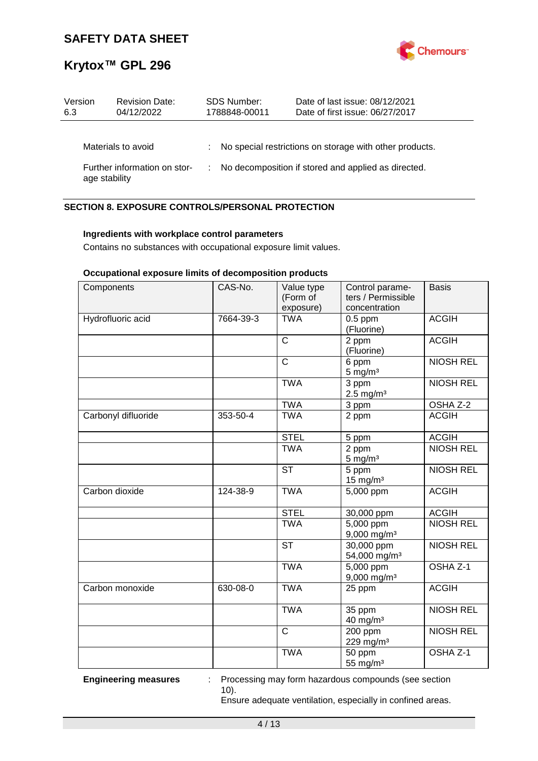Materials to avoid : No special restrictions on storage with other products.

Further information on storage stability : No decomposition if stored and applied as directed.

## SECTION 8. EXPOSURE CONTROLS/PERSONAL PROTECTION

**Ingredients with workplace control parameters**

Contains no substances with occupational exposure limit values.

**Occupational exposure limits of decomposition products**

| Components | CAS-No. | Value type (Form of exposure) | Control parameters / Permissible concentration | Basis |
|---|---|---|---|---|
| Hydrofluoric acid | 7664-39-3 | TWA | 0.5 ppm (Fluorine) | ACGIH |
| | | C | 2 ppm (Fluorine) | ACGIH |
| | | C | 6 ppm 5 mg/m³ | NIOSH REL |
| | | TWA | 3 ppm 2.5 mg/m³ | NIOSH REL |
| | | TWA | 3 ppm | OSHA Z-2 |
| Carbonyl difluoride | 353-50-4 | TWA | 2 ppm | ACGIH |
| | | STEL | 5 ppm | ACGIH |
| | | TWA | 2 ppm 5 mg/m³ | NIOSH REL |
| | | ST | 5 ppm 15 mg/m³ | NIOSH REL |
| Carbon dioxide | 124-38-9 | TWA | 5,000 ppm | ACGIH |
| | | STEL | 30,000 ppm | ACGIH |
| | | TWA | 5,000 ppm 9,000 mg/m³ | NIOSH REL |
| | | ST | 30,000 ppm 54,000 mg/m³ | NIOSH REL |
| | | TWA | 5,000 ppm 9,000 mg/m³ | OSHA Z-1 |
| Carbon monoxide | 630-08-0 | TWA | 25 ppm | ACGIH |
| | | TWA | 35 ppm 40 mg/m³ | NIOSH REL |
| | | C | 200 ppm 229 mg/m³ | NIOSH REL |
| | | TWA | 50 ppm 55 mg/m³ | OSHA Z-1 |

**Engineering measures** : Processing may form hazardous compounds (see section 10).
Ensure adequate ventilation, especially in confined areas.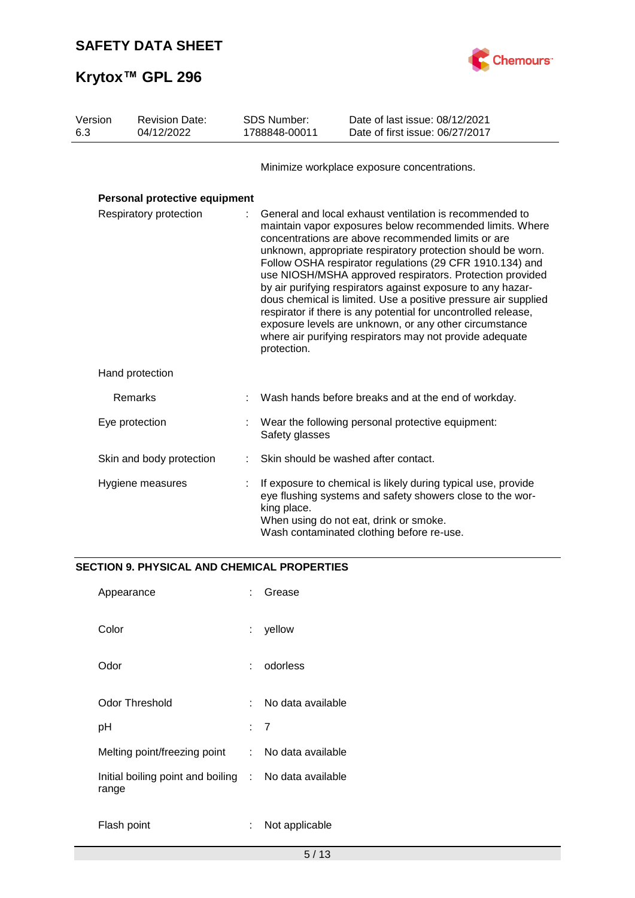Minimize workplace exposure concentrations.

**Personal protective equipment**

| | | |
|---|---|---|
| Respiratory protection | : | General and local exhaust ventilation is recommended to maintain vapor exposures below recommended limits. Where concentrations are above recommended limits or are unknown, appropriate respiratory protection should be worn. Follow OSHA respirator regulations (29 CFR 1910.134) and use NIOSH/MSHA approved respirators. Protection provided by air purifying respirators against exposure to any hazardous chemical is limited. Use a positive pressure air supplied respirator if there is any potential for uncontrolled release, exposure levels are unknown, or any other circumstance where air purifying respirators may not provide adequate protection. |
| Hand protection | | |
| Remarks | : | Wash hands before breaks and at the end of workday. |
| Eye protection | : | Wear the following personal protective equipment: Safety glasses |
| Skin and body protection | : | Skin should be washed after contact. |
| Hygiene measures | : | If exposure to chemical is likely during typical use, provide eye flushing systems and safety showers close to the working place. When using do not eat, drink or smoke. Wash contaminated clothing before re-use. |

## SECTION 9. PHYSICAL AND CHEMICAL PROPERTIES

| | | |
|---|---|---|
| Appearance | : | Grease |
| Color | : | yellow |
| Odor | : | odorless |
| Odor Threshold | : | No data available |
| pH | : | 7 |
| Melting point/freezing point | : | No data available |
| Initial boiling point and boiling range | : | No data available |
| Flash point | : | Not applicable |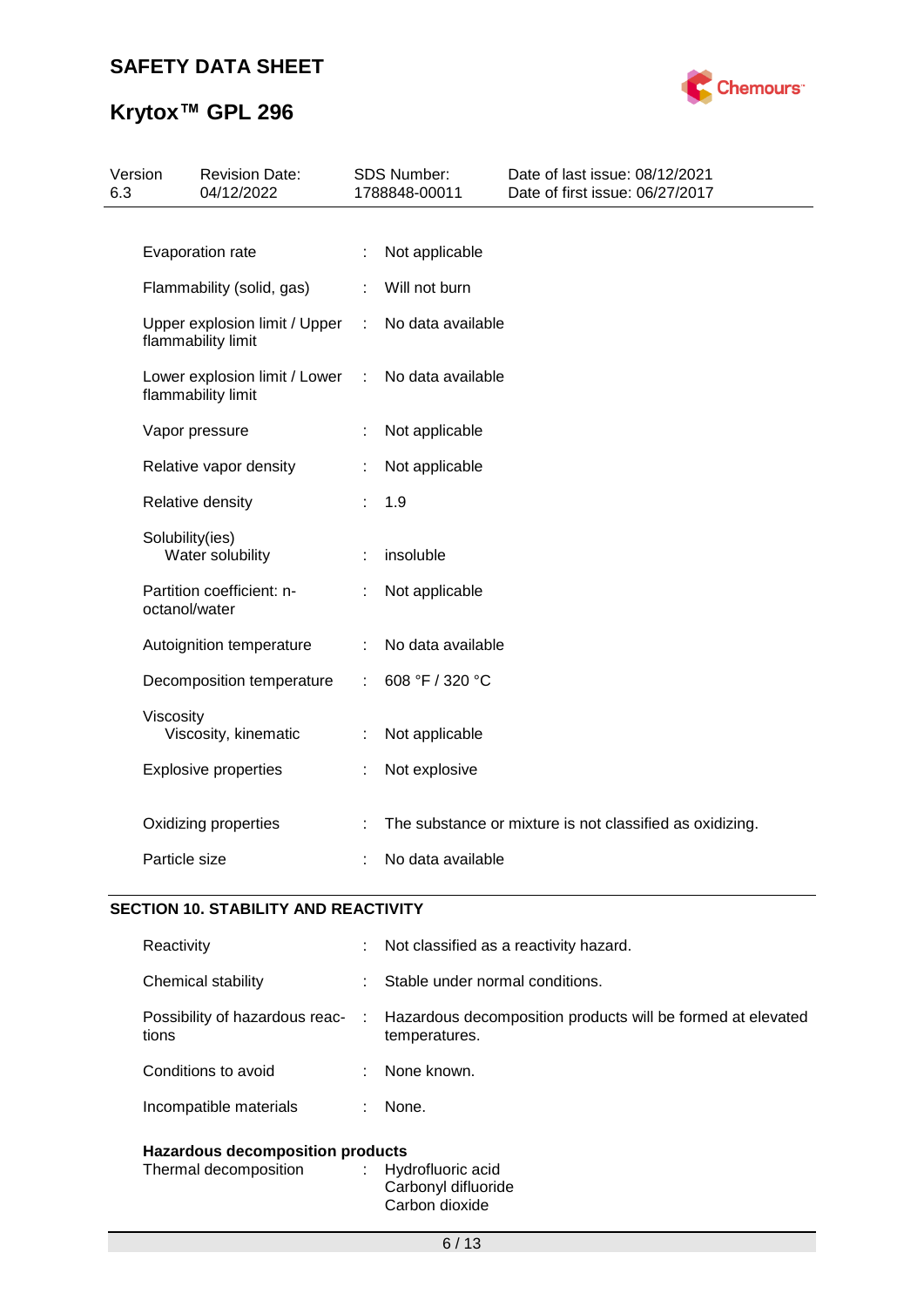| | | |
|---|---|---|
| Evaporation rate | : | Not applicable |
| Flammability (solid, gas) | : | Will not burn |
| Upper explosion limit / Upper flammability limit | : | No data available |
| Lower explosion limit / Lower flammability limit | : | No data available |
| Vapor pressure | : | Not applicable |
| Relative vapor density | : | Not applicable |
| Relative density | : | 1.9 |
| Solubility(ies) Water solubility | : | insoluble |
| Partition coefficient: n-octanol/water | : | Not applicable |
| Autoignition temperature | : | No data available |
| Decomposition temperature | : | 608 °F / 320 °C |
| Viscosity Viscosity, kinematic | : | Not applicable |
| Explosive properties | : | Not explosive |
| Oxidizing properties | : | The substance or mixture is not classified as oxidizing. |
| Particle size | : | No data available |

## SECTION 10. STABILITY AND REACTIVITY

| | | |
|---|---|---|
| Reactivity | : | Not classified as a reactivity hazard. |
| Chemical stability | : | Stable under normal conditions. |
| Possibility of hazardous reactions | : | Hazardous decomposition products will be formed at elevated temperatures. |
| Conditions to avoid | : | None known. |
| Incompatible materials | : | None. |

**Hazardous decomposition products**

| | | |
|---|---|---|
| Thermal decomposition | : | Hydrofluoric acid<br>Carbonyl difluoride<br>Carbon dioxide |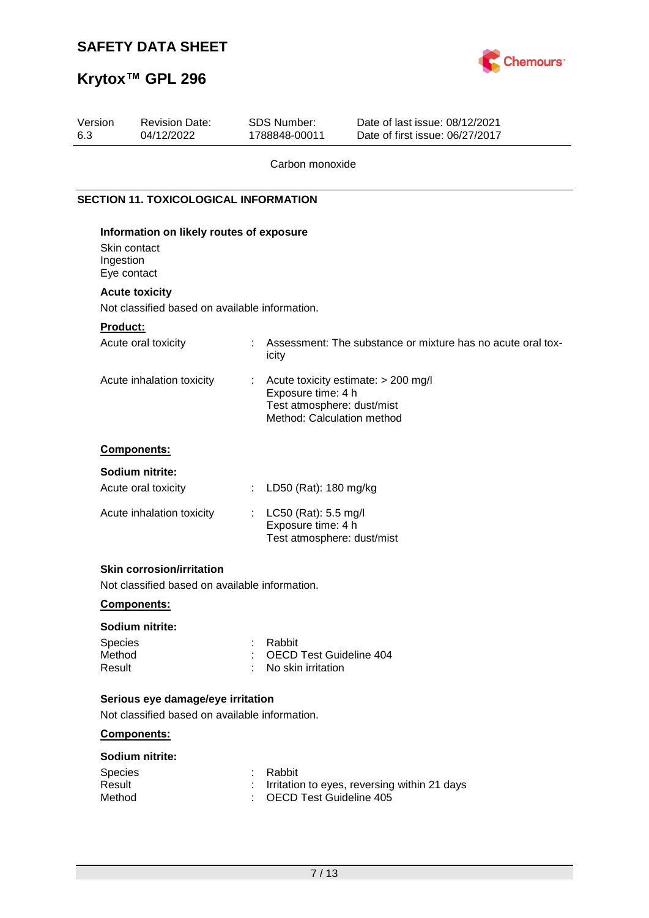Carbon monoxide

## SECTION 11. TOXICOLOGICAL INFORMATION

### Information on likely routes of exposure

Skin contact
Ingestion
Eye contact

### Acute toxicity

Not classified based on available information.

**Product:**

| | |
|---|---|
| Acute oral toxicity | : Assessment: The substance or mixture has no acute oral toxicity |
| Acute inhalation toxicity | : Acute toxicity estimate: > 200 mg/l<br>Exposure time: 4 h<br>Test atmosphere: dust/mist<br>Method: Calculation method |

**Components:**

**Sodium nitrite:**

| | |
|---|---|
| Acute oral toxicity | : LD50 (Rat): 180 mg/kg |
| Acute inhalation toxicity | : LC50 (Rat): 5.5 mg/l<br>Exposure time: 4 h<br>Test atmosphere: dust/mist |

### Skin corrosion/irritation

Not classified based on available information.

**Components:**

**Sodium nitrite:**

| | |
|---|---|
| Species | : Rabbit |
| Method | : OECD Test Guideline 404 |
| Result | : No skin irritation |

### Serious eye damage/eye irritation

Not classified based on available information.

**Components:**

**Sodium nitrite:**

| | |
|---|---|
| Species | : Rabbit |
| Result | : Irritation to eyes, reversing within 21 days |
| Method | : OECD Test Guideline 405 |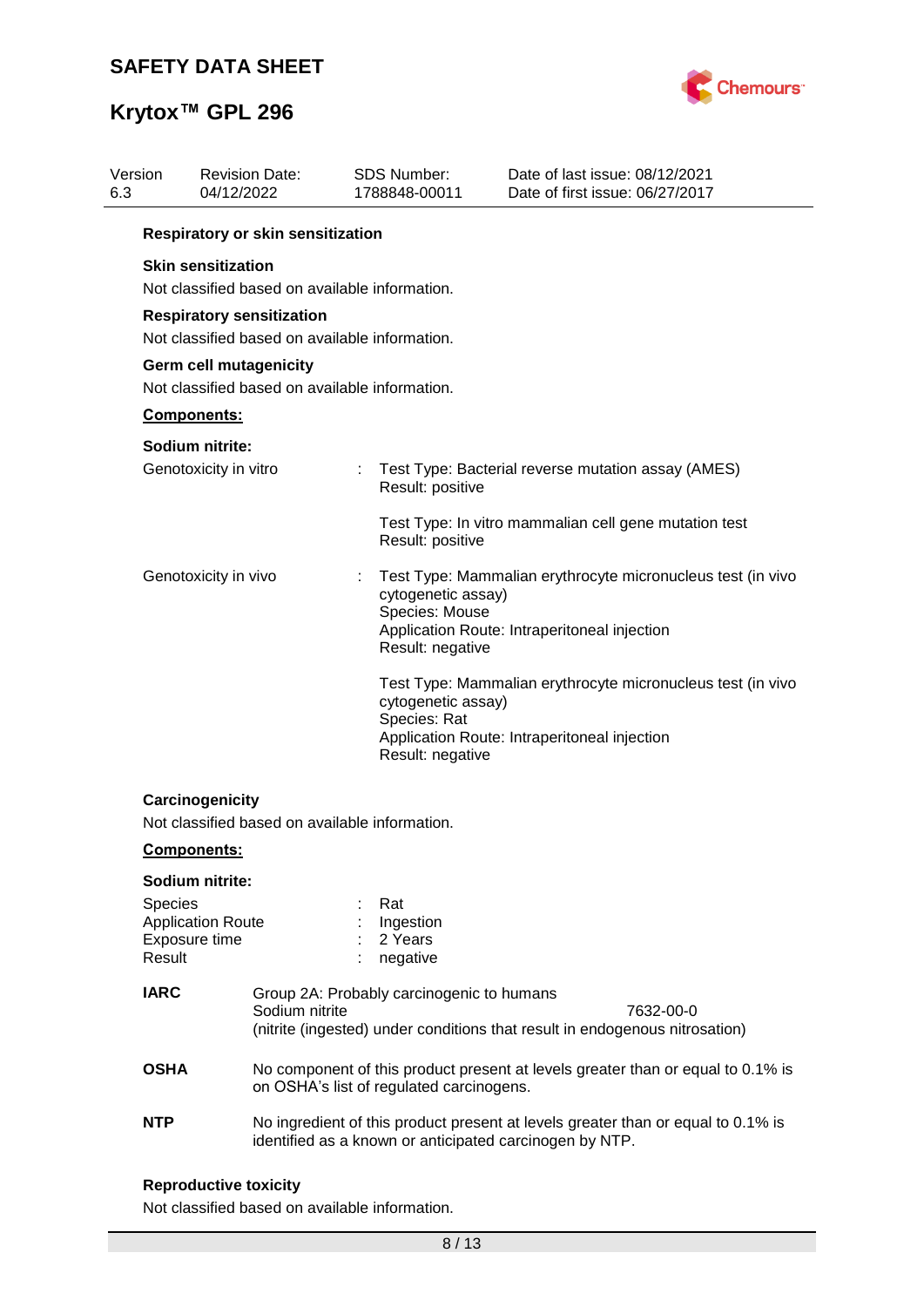**Respiratory or skin sensitization**

**Skin sensitization**

Not classified based on available information.

**Respiratory sensitization**

Not classified based on available information.

**Germ cell mutagenicity**

Not classified based on available information.

**Components:**

**Sodium nitrite:**

Genotoxicity in vitro : Test Type: Bacterial reverse mutation assay (AMES)
Result: positive

Test Type: In vitro mammalian cell gene mutation test
Result: positive

Genotoxicity in vivo : Test Type: Mammalian erythrocyte micronucleus test (in vivo cytogenetic assay)
Species: Mouse
Application Route: Intraperitoneal injection
Result: negative

Test Type: Mammalian erythrocyte micronucleus test (in vivo cytogenetic assay)
Species: Rat
Application Route: Intraperitoneal injection
Result: negative

**Carcinogenicity**

Not classified based on available information.

**Components:**

**Sodium nitrite:**

Species : Rat
Application Route : Ingestion
Exposure time : 2 Years
Result : negative

**IARC** Group 2A: Probably carcinogenic to humans
Sodium nitrite 7632-00-0
(nitrite (ingested) under conditions that result in endogenous nitrosation)

**OSHA** No component of this product present at levels greater than or equal to 0.1% is on OSHA's list of regulated carcinogens.

**NTP** No ingredient of this product present at levels greater than or equal to 0.1% is identified as a known or anticipated carcinogen by NTP.

**Reproductive toxicity**

Not classified based on available information.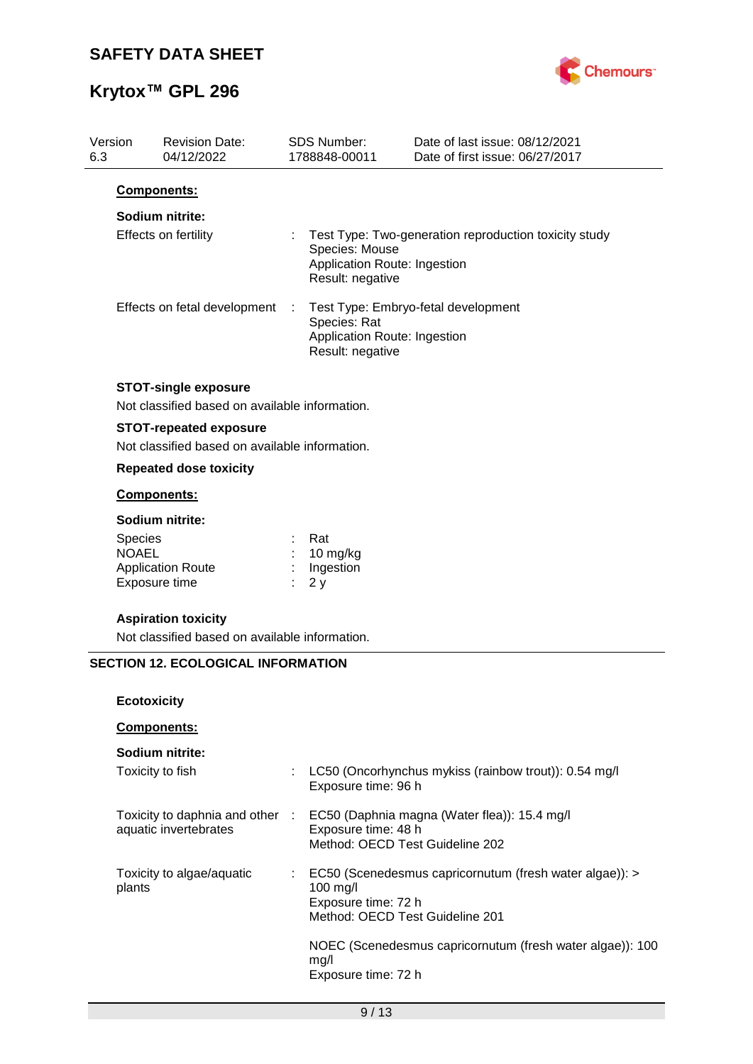**Components:**

**Sodium nitrite:**

Effects on fertility : Test Type: Two-generation reproduction toxicity study
Species: Mouse
Application Route: Ingestion
Result: negative

Effects on fetal development : Test Type: Embryo-fetal development
Species: Rat
Application Route: Ingestion
Result: negative

**STOT-single exposure**

Not classified based on available information.

**STOT-repeated exposure**

Not classified based on available information.

**Repeated dose toxicity**

**Components:**

**Sodium nitrite:**

Species : Rat
NOAEL : 10 mg/kg
Application Route : Ingestion
Exposure time : 2 y

**Aspiration toxicity**

Not classified based on available information.

## SECTION 12. ECOLOGICAL INFORMATION

**Ecotoxicity**

**Components:**

**Sodium nitrite:**

Toxicity to fish : LC50 (Oncorhynchus mykiss (rainbow trout)): 0.54 mg/l
Exposure time: 96 h

Toxicity to daphnia and other aquatic invertebrates : EC50 (Daphnia magna (Water flea)): 15.4 mg/l
Exposure time: 48 h
Method: OECD Test Guideline 202

Toxicity to algae/aquatic plants : EC50 (Scenedesmus capricornutum (fresh water algae)): > 100 mg/l
Exposure time: 72 h
Method: OECD Test Guideline 201

NOEC (Scenedesmus capricornutum (fresh water algae)): 100 mg/l
Exposure time: 72 h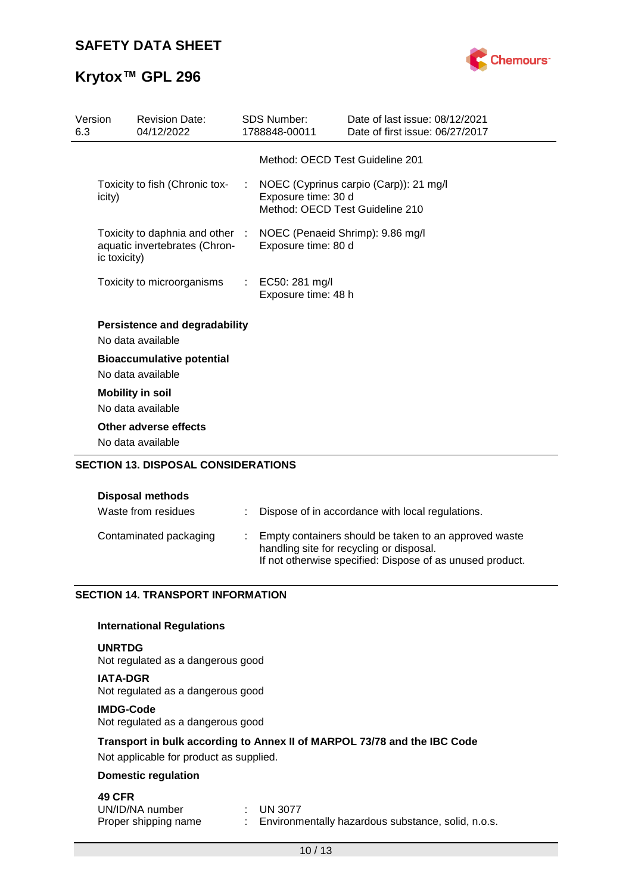| | | |
|---|---|---|
| | | Method: OECD Test Guideline 201 |
| Toxicity to fish (Chronic toxicity) | : | NOEC (Cyprinus carpio (Carp)): 21 mg/l<br>Exposure time: 30 d<br>Method: OECD Test Guideline 210 |
| Toxicity to daphnia and other aquatic invertebrates (Chronic toxicity) | : | NOEC (Penaeid Shrimp): 9.86 mg/l<br>Exposure time: 80 d |
| Toxicity to microorganisms | : | EC50: 281 mg/l<br>Exposure time: 48 h |

**Persistence and degradability**

No data available

**Bioaccumulative potential**

No data available

**Mobility in soil**

No data available

**Other adverse effects**

No data available

## SECTION 13. DISPOSAL CONSIDERATIONS

**Disposal methods**

| | | |
|---|---|---|
| Waste from residues | : | Dispose of in accordance with local regulations. |
| Contaminated packaging | : | Empty containers should be taken to an approved waste handling site for recycling or disposal.<br>If not otherwise specified: Dispose of as unused product. |

## SECTION 14. TRANSPORT INFORMATION

**International Regulations**

**UNRTDG**

Not regulated as a dangerous good

**IATA-DGR**

Not regulated as a dangerous good

**IMDG-Code**

Not regulated as a dangerous good

**Transport in bulk according to Annex II of MARPOL 73/78 and the IBC Code**

Not applicable for product as supplied.

**Domestic regulation**

**49 CFR**

| | | |
|---|---|---|
| UN/ID/NA number | : | UN 3077 |
| Proper shipping name | : | Environmentally hazardous substance, solid, n.o.s. |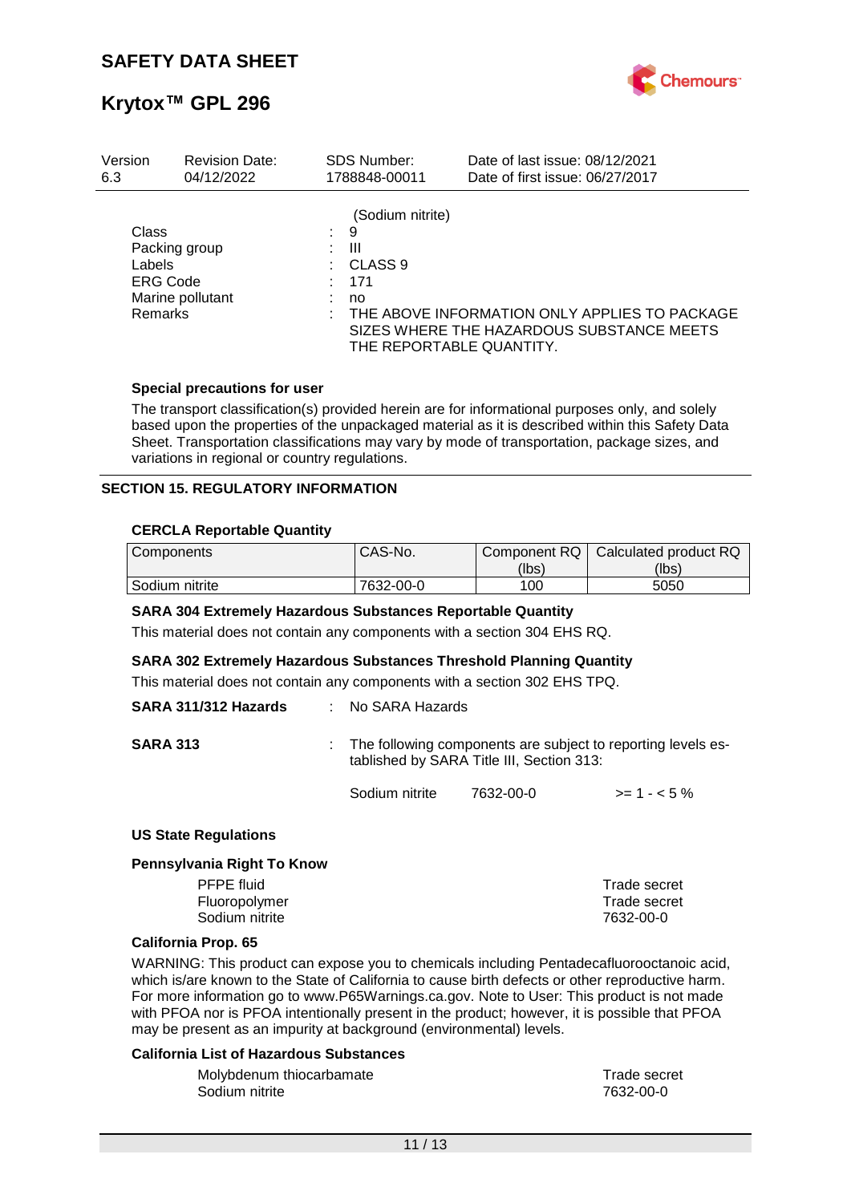(Sodium nitrite)

Class : 9
Packing group : III
Labels : CLASS 9
ERG Code : 171
Marine pollutant : no
Remarks : THE ABOVE INFORMATION ONLY APPLIES TO PACKAGE SIZES WHERE THE HAZARDOUS SUBSTANCE MEETS THE REPORTABLE QUANTITY.

**Special precautions for user**

The transport classification(s) provided herein are for informational purposes only, and solely based upon the properties of the unpackaged material as it is described within this Safety Data Sheet. Transportation classifications may vary by mode of transportation, package sizes, and variations in regional or country regulations.

## SECTION 15. REGULATORY INFORMATION

**CERCLA Reportable Quantity**

| Components | CAS-No. | Component RQ (lbs) | Calculated product RQ (lbs) |
|---|---|---|---|
| Sodium nitrite | 7632-00-0 | 100 | 5050 |

**SARA 304 Extremely Hazardous Substances Reportable Quantity**

This material does not contain any components with a section 304 EHS RQ.

**SARA 302 Extremely Hazardous Substances Threshold Planning Quantity**

This material does not contain any components with a section 302 EHS TPQ.

**SARA 311/312 Hazards** : No SARA Hazards

**SARA 313** : The following components are subject to reporting levels established by SARA Title III, Section 313:

Sodium nitrite 7632-00-0 >= 1 - < 5 %

**US State Regulations**

**Pennsylvania Right To Know**

| | |
|---|---|
| PFPE fluid | Trade secret |
| Fluoropolymer | Trade secret |
| Sodium nitrite | 7632-00-0 |

**California Prop. 65**

WARNING: This product can expose you to chemicals including Pentadecafluorooctanoic acid, which is/are known to the State of California to cause birth defects or other reproductive harm. For more information go to www.P65Warnings.ca.gov. Note to User: This product is not made with PFOA nor is PFOA intentionally present in the product; however, it is possible that PFOA may be present as an impurity at background (environmental) levels.

**California List of Hazardous Substances**

| | |
|---|---|
| Molybdenum thiocarbamate | Trade secret |
| Sodium nitrite | 7632-00-0 |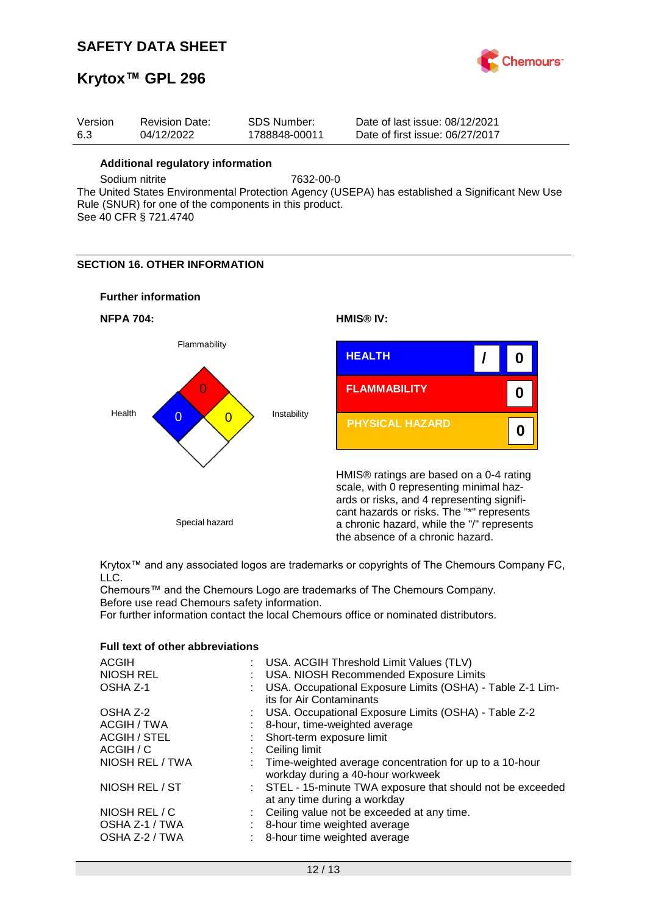**Additional regulatory information**

Sodium nitrite 7632-00-0

The United States Environmental Protection Agency (USEPA) has established a Significant New Use Rule (SNUR) for one of the components in this product.
See 40 CFR § 721.4740

## SECTION 16. OTHER INFORMATION

**Further information**

**NFPA 704:**

Flammability: 0
Health: 0
Instability: 0
Special hazard:

**HMIS® IV:**

| | | |
|---|---|---|
| HEALTH | / | 0 |
| FLAMMABILITY | | 0 |
| PHYSICAL HAZARD | | 0 |

HMIS® ratings are based on a 0-4 rating scale, with 0 representing minimal hazards or risks, and 4 representing significant hazards or risks. The "*" represents a chronic hazard, while the "/" represents the absence of a chronic hazard.

Krytox™ and any associated logos are trademarks or copyrights of The Chemours Company FC, LLC.
Chemours™ and the Chemours Logo are trademarks of The Chemours Company.
Before use read Chemours safety information.
For further information contact the local Chemours office or nominated distributors.

**Full text of other abbreviations**

| | | |
|---|---|---|
| ACGIH | : | USA. ACGIH Threshold Limit Values (TLV) |
| NIOSH REL | : | USA. NIOSH Recommended Exposure Limits |
| OSHA Z-1 | : | USA. Occupational Exposure Limits (OSHA) - Table Z-1 Limits for Air Contaminants |
| OSHA Z-2 | : | USA. Occupational Exposure Limits (OSHA) - Table Z-2 |
| ACGIH / TWA | : | 8-hour, time-weighted average |
| ACGIH / STEL | : | Short-term exposure limit |
| ACGIH / C | : | Ceiling limit |
| NIOSH REL / TWA | : | Time-weighted average concentration for up to a 10-hour workday during a 40-hour workweek |
| NIOSH REL / ST | : | STEL - 15-minute TWA exposure that should not be exceeded at any time during a workday |
| NIOSH REL / C | : | Ceiling value not be exceeded at any time. |
| OSHA Z-1 / TWA | : | 8-hour time weighted average |
| OSHA Z-2 / TWA | : | 8-hour time weighted average |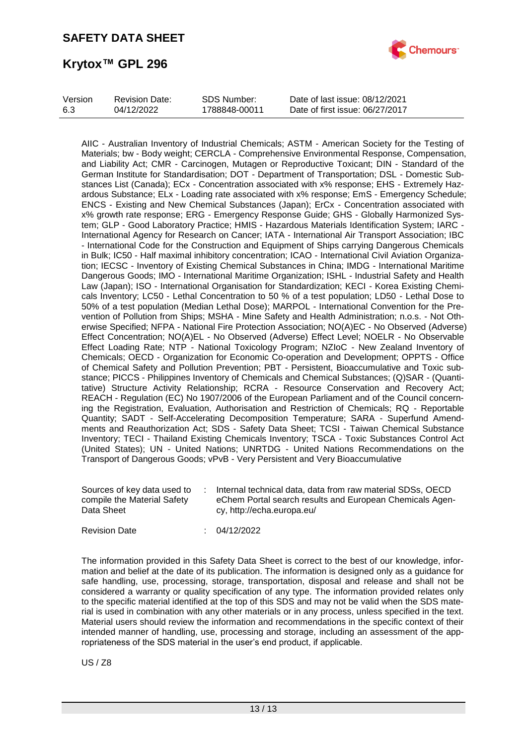AIIC - Australian Inventory of Industrial Chemicals; ASTM - American Society for the Testing of Materials; bw - Body weight; CERCLA - Comprehensive Environmental Response, Compensation, and Liability Act; CMR - Carcinogen, Mutagen or Reproductive Toxicant; DIN - Standard of the German Institute for Standardisation; DOT - Department of Transportation; DSL - Domestic Substances List (Canada); ECx - Concentration associated with x% response; EHS - Extremely Hazardous Substance; ELx - Loading rate associated with x% response; EmS - Emergency Schedule; ENCS - Existing and New Chemical Substances (Japan); ErCx - Concentration associated with x% growth rate response; ERG - Emergency Response Guide; GHS - Globally Harmonized System; GLP - Good Laboratory Practice; HMIS - Hazardous Materials Identification System; IARC - International Agency for Research on Cancer; IATA - International Air Transport Association; IBC - International Code for the Construction and Equipment of Ships carrying Dangerous Chemicals in Bulk; IC50 - Half maximal inhibitory concentration; ICAO - International Civil Aviation Organization; IECSC - Inventory of Existing Chemical Substances in China; IMDG - International Maritime Dangerous Goods; IMO - International Maritime Organization; ISHL - Industrial Safety and Health Law (Japan); ISO - International Organisation for Standardization; KECI - Korea Existing Chemicals Inventory; LC50 - Lethal Concentration to 50 % of a test population; LD50 - Lethal Dose to 50% of a test population (Median Lethal Dose); MARPOL - International Convention for the Prevention of Pollution from Ships; MSHA - Mine Safety and Health Administration; n.o.s. - Not Otherwise Specified; NFPA - National Fire Protection Association; NO(A)EC - No Observed (Adverse) Effect Concentration; NO(A)EL - No Observed (Adverse) Effect Level; NOELR - No Observable Effect Loading Rate; NTP - National Toxicology Program; NZIoC - New Zealand Inventory of Chemicals; OECD - Organization for Economic Co-operation and Development; OPPTS - Office of Chemical Safety and Pollution Prevention; PBT - Persistent, Bioaccumulative and Toxic substance; PICCS - Philippines Inventory of Chemicals and Chemical Substances; (Q)SAR - (Quantitative) Structure Activity Relationship; RCRA - Resource Conservation and Recovery Act; REACH - Regulation (EC) No 1907/2006 of the European Parliament and of the Council concerning the Registration, Evaluation, Authorisation and Restriction of Chemicals; RQ - Reportable Quantity; SADT - Self-Accelerating Decomposition Temperature; SARA - Superfund Amendments and Reauthorization Act; SDS - Safety Data Sheet; TCSI - Taiwan Chemical Substance Inventory; TECI - Thailand Existing Chemicals Inventory; TSCA - Toxic Substances Control Act (United States); UN - United Nations; UNRTDG - United Nations Recommendations on the Transport of Dangerous Goods; vPvB - Very Persistent and Very Bioaccumulative

| | | |
|---|---|---|
| Sources of key data used to compile the Material Safety Data Sheet | : | Internal technical data, data from raw material SDSs, OECD eChem Portal search results and European Chemicals Agency, http://echa.europa.eu/ |
| Revision Date | : | 04/12/2022 |

The information provided in this Safety Data Sheet is correct to the best of our knowledge, information and belief at the date of its publication. The information is designed only as a guidance for safe handling, use, processing, storage, transportation, disposal and release and shall not be considered a warranty or quality specification of any type. The information provided relates only to the specific material identified at the top of this SDS and may not be valid when the SDS material is used in combination with any other materials or in any process, unless specified in the text. Material users should review the information and recommendations in the specific context of their intended manner of handling, use, processing and storage, including an assessment of the appropriateness of the SDS material in the user's end product, if applicable.

US / Z8